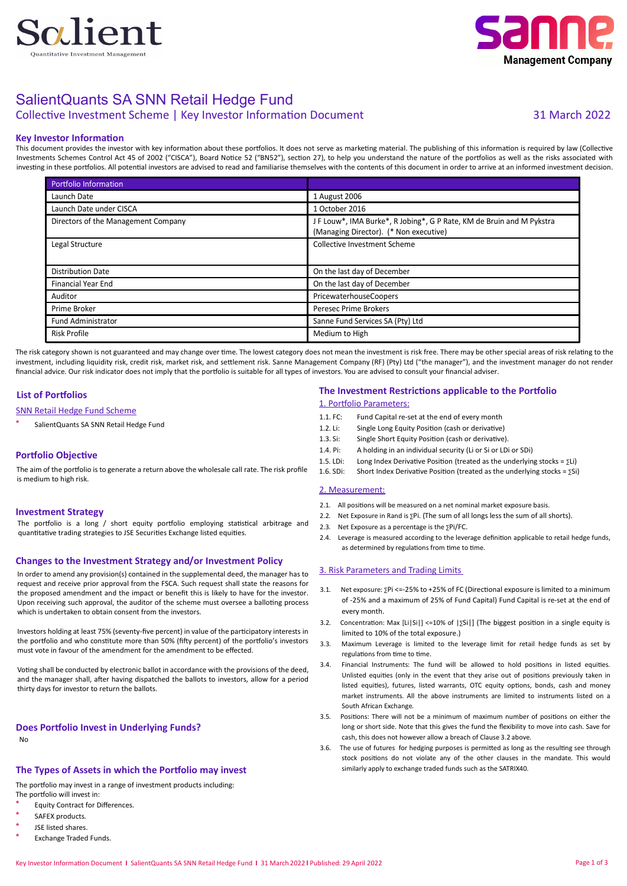# SalientQuants SA SNN Retail Hedge Fund

## Collective Investment Scheme | Key Investor Information Document

31 March 2022

### Key Investor Information

This document provides the investor with key information about these portfolios. It does not serve as marketing material. The publishing of this information is required by law (Collective Investments Schemes Control Act 45 of 2002 ("CISCA"), Board Notice 52 ("BN52"), section 27), to help you understand the nature of the portfolios as well as the risks associated with investing in these portfolios. All potential investors are advised to read and familiarise themselves with the contents of this document in order to arrive at an informed investment decision.

| Portfolio Information | |
|---|---|
| Launch Date | 1 August 2006 |
| Launch Date under CISCA | 1 October 2016 |
| Directors of the Management Company | J F Louw*, IMA Burke*, R Jobing*, G P Rate, KM de Bruin and M Pykstra (Managing Director). (* Non executive) |
| Legal Structure | Collective Investment Scheme |
| Distribution Date | On the last day of December |
| Financial Year End | On the last day of December |
| Auditor | PricewaterhouseCoopers |
| Prime Broker | Peresec Prime Brokers |
| Fund Administrator | Sanne Fund Services SA (Pty) Ltd |
| Risk Profile | Medium to High |

The risk category shown is not guaranteed and may change over time. The lowest category does not mean the investment is risk free. There may be other special areas of risk relating to the investment, including liquidity risk, credit risk, market risk, and settlement risk. Sanne Management Company (RF) (Pty) Ltd ("the manager"), and the investment manager do not render financial advice. Our risk indicator does not imply that the portfolio is suitable for all types of investors. You are advised to consult your financial adviser.

### List of Portfolios

SNN Retail Hedge Fund Scheme

* SalientQuants SA SNN Retail Hedge Fund

### Portfolio Objective

The aim of the portfolio is to generate a return above the wholesale call rate. The risk profile is medium to high risk.

### Investment Strategy

The portfolio is a long / short equity portfolio employing statistical arbitrage and quantitative trading strategies to JSE Securities Exchange listed equities.

### Changes to the Investment Strategy and/or Investment Policy

In order to amend any provision(s) contained in the supplemental deed, the manager has to request and receive prior approval from the FSCA. Such request shall state the reasons for the proposed amendment and the impact or benefit this is likely to have for the investor. Upon receiving such approval, the auditor of the scheme must oversee a balloting process which is undertaken to obtain consent from the investors.

Investors holding at least 75% (seventy-five percent) in value of the participatory interests in the portfolio and who constitute more than 50% (fifty percent) of the portfolio's investors must vote in favour of the amendment for the amendment to be effected.

Voting shall be conducted by electronic ballot in accordance with the provisions of the deed, and the manager shall, after having dispatched the ballots to investors, allow for a period thirty days for investor to return the ballots.

### Does Portfolio Invest in Underlying Funds?

No

### The Types of Assets in which the Portfolio may invest

The portfolio may invest in a range of investment products including:
The portfolio will invest in:

* Equity Contract for Differences.
* SAFEX products.
* JSE listed shares.
* Exchange Traded Funds.

### The Investment Restrictions applicable to the Portfolio

1. Portfolio Parameters:

1.1. FC: Fund Capital re-set at the end of every month
1.2. Li: Single Long Equity Position (cash or derivative)
1.3. Si: Single Short Equity Position (cash or derivative).
1.4. Pi: A holding in an individual security (Li or Si or LDi or SDi)
1.5. LDi: Long Index Derivative Position (treated as the underlying stocks = ∑Li)
1.6. SDi: Short Index Derivative Position (treated as the underlying stocks = ∑Si)

2. Measurement:

2.1. All positions will be measured on a net nominal market exposure basis.
2.2. Net Exposure in Rand is ∑Pi. (The sum of all longs less the sum of all shorts).
2.3. Net Exposure as a percentage is the ∑Pi/FC.
2.4. Leverage is measured according to the leverage definition applicable to retail hedge funds, as determined by regulations from time to time.

3. Risk Parameters and Trading Limits

3.1. Net exposure: ∑Pi <=-25% to +25% of FC (Directional exposure is limited to a minimum of -25% and a maximum of 25% of Fund Capital) Fund Capital is re-set at the end of every month.
3.2. Concentration: Max [Li|Si|] <=10% of |∑Si|] (The biggest position in a single equity is limited to 10% of the total exposure.)
3.3. Maximum Leverage is limited to the leverage limit for retail hedge funds as set by regulations from time to time.
3.4. Financial Instruments: The fund will be allowed to hold positions in listed equities. Unlisted equities (only in the event that they arise out of positions previously taken in listed equities), futures, listed warrants, OTC equity options, bonds, cash and money market instruments. All the above instruments are limited to instruments listed on a South African Exchange.
3.5. Positions: There will not be a minimum of maximum number of positions on either the long or short side. Note that this gives the fund the flexibility to move into cash. Save for cash, this does not however allow a breach of Clause 3.2 above.
3.6. The use of futures for hedging purposes is permitted as long as the resulting see through stock positions do not violate any of the other clauses in the mandate. This would similarly apply to exchange traded funds such as the SATRIX40.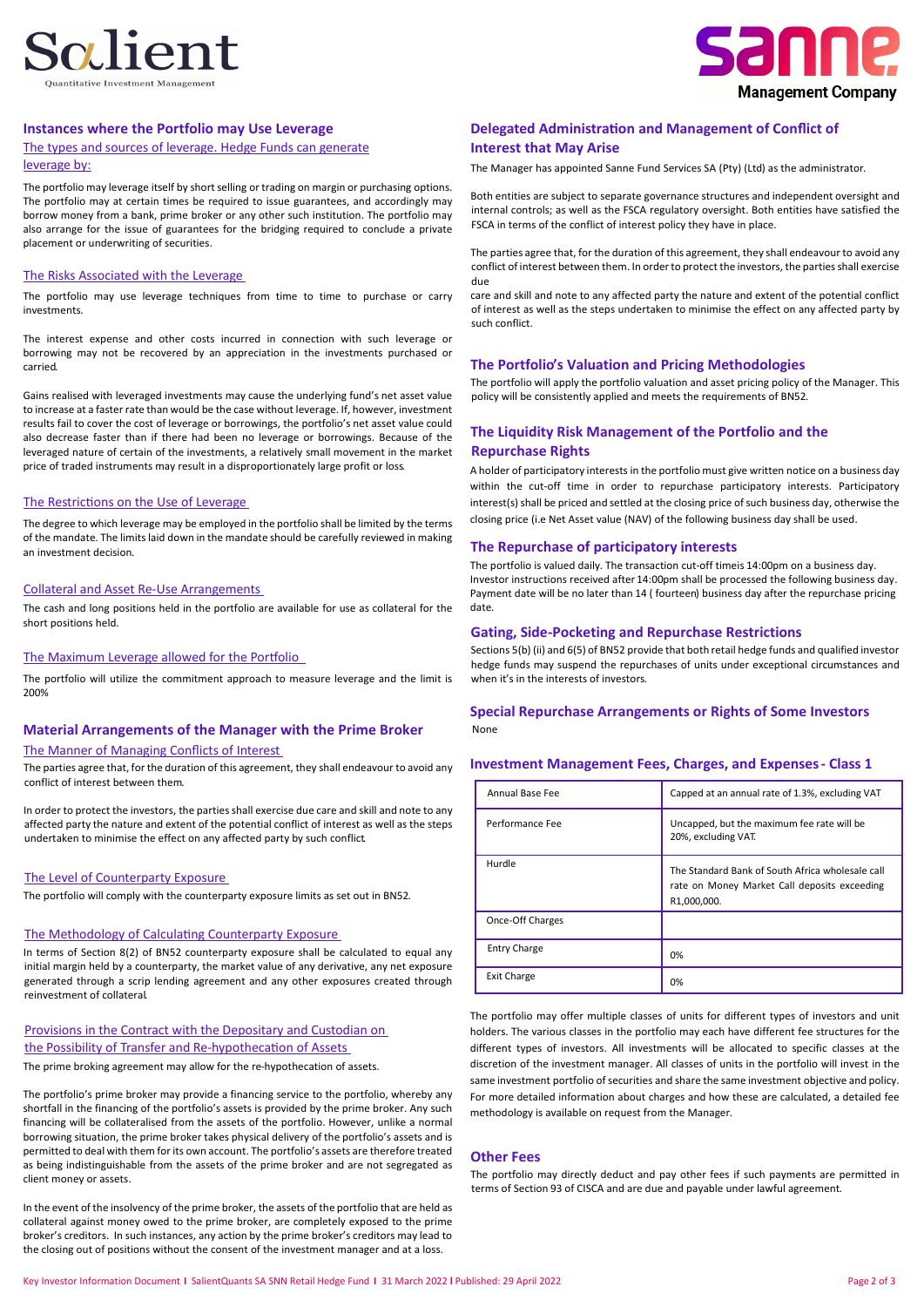## Instances where the Portfolio may Use Leverage

### The types and sources of leverage. Hedge Funds can generate leverage by:

The portfolio may leverage itself by short selling or trading on margin or purchasing options. The portfolio may at certain times be required to issue guarantees, and accordingly may borrow money from a bank, prime broker or any other such institution. The portfolio may also arrange for the issue of guarantees for the bridging required to conclude a private placement or underwriting of securities.

### The Risks Associated with the Leverage

The portfolio may use leverage techniques from time to time to purchase or carry investments.

The interest expense and other costs incurred in connection with such leverage or borrowing may not be recovered by an appreciation in the investments purchased or carried.

Gains realised with leveraged investments may cause the underlying fund's net asset value to increase at a faster rate than would be the case without leverage. If, however, investment results fail to cover the cost of leverage or borrowings, the portfolio's net asset value could also decrease faster than if there had been no leverage or borrowings. Because of the leveraged nature of certain of the investments, a relatively small movement in the market price of traded instruments may result in a disproportionately large profit or loss.

### The Restrictions on the Use of Leverage

The degree to which leverage may be employed in the portfolio shall be limited by the terms of the mandate. The limits laid down in the mandate should be carefully reviewed in making an investment decision.

### Collateral and Asset Re-Use Arrangements

The cash and long positions held in the portfolio are available for use as collateral for the short positions held.

### The Maximum Leverage allowed for the Portfolio

The portfolio will utilize the commitment approach to measure leverage and the limit is 200%

## Material Arrangements of the Manager with the Prime Broker

### The Manner of Managing Conflicts of Interest

The parties agree that, for the duration of this agreement, they shall endeavour to avoid any conflict of interest between them.

In order to protect the investors, the parties shall exercise due care and skill and note to any affected party the nature and extent of the potential conflict of interest as well as the steps undertaken to minimise the effect on any affected party by such conflict.

### The Level of Counterparty Exposure

The portfolio will comply with the counterparty exposure limits as set out in BN52.

### The Methodology of Calculating Counterparty Exposure

In terms of Section 8(2) of BN52 counterparty exposure shall be calculated to equal any initial margin held by a counterparty, the market value of any derivative, any net exposure generated through a scrip lending agreement and any other exposures created through reinvestment of collateral.

### Provisions in the Contract with the Depositary and Custodian on the Possibility of Transfer and Re-hypothecation of Assets

The prime broking agreement may allow for the re-hypothecation of assets.

The portfolio's prime broker may provide a financing service to the portfolio, whereby any shortfall in the financing of the portfolio's assets is provided by the prime broker. Any such financing will be collateralised from the assets of the portfolio. However, unlike a normal borrowing situation, the prime broker takes physical delivery of the portfolio's assets and is permitted to deal with them for its own account. The portfolio's assets are therefore treated as being indistinguishable from the assets of the prime broker and are not segregated as client money or assets.

In the event of the insolvency of the prime broker, the assets of the portfolio that are held as collateral against money owed to the prime broker, are completely exposed to the prime broker's creditors. In such instances, any action by the prime broker's creditors may lead to the closing out of positions without the consent of the investment manager and at a loss.

## Delegated Administration and Management of Conflict of Interest that May Arise

The Manager has appointed Sanne Fund Services SA (Pty) (Ltd) as the administrator.

Both entities are subject to separate governance structures and independent oversight and internal controls; as well as the FSCA regulatory oversight. Both entities have satisfied the FSCA in terms of the conflict of interest policy they have in place.

The parties agree that, for the duration of this agreement, they shall endeavour to avoid any conflict of interest between them. In order to protect the investors, the parties shall exercise due care and skill and note to any affected party the nature and extent of the potential conflict of interest as well as the steps undertaken to minimise the effect on any affected party by such conflict.

## The Portfolio's Valuation and Pricing Methodologies

The portfolio will apply the portfolio valuation and asset pricing policy of the Manager. This policy will be consistently applied and meets the requirements of BN52.

## The Liquidity Risk Management of the Portfolio and the Repurchase Rights

A holder of participatory interests in the portfolio must give written notice on a business day within the cut-off time in order to repurchase participatory interests. Participatory interest(s) shall be priced and settled at the closing price of such business day, otherwise the closing price (i.e Net Asset value (NAV) of the following business day shall be used.

## The Repurchase of participatory interests

The portfolio is valued daily. The transaction cut-off timeis 14:00pm on a business day. Investor instructions received after 14:00pm shall be processed the following business day. Payment date will be no later than 14 ( fourteen) business day after the repurchase pricing date.

## Gating, Side-Pocketing and Repurchase Restrictions

Sections 5(b) (ii) and 6(5) of BN52 provide that both retail hedge funds and qualified investor hedge funds may suspend the repurchases of units under exceptional circumstances and when it's in the interests of investors.

## Special Repurchase Arrangements or Rights of Some Investors

None

## Investment Management Fees, Charges, and Expenses - Class 1

| | |
|---|---|
| Annual Base Fee | Capped at an annual rate of 1.3%, excluding VAT |
| Performance Fee | Uncapped, but the maximum fee rate will be 20%, excluding VAT. |
| Hurdle | The Standard Bank of South Africa wholesale call rate on Money Market Call deposits exceeding R1,000,000. |
| Once-Off Charges | |
| Entry Charge | 0% |
| Exit Charge | 0% |

The portfolio may offer multiple classes of units for different types of investors and unit holders. The various classes in the portfolio may each have different fee structures for the different types of investors. All investments will be allocated to specific classes at the discretion of the investment manager. All classes of units in the portfolio will invest in the same investment portfolio of securities and share the same investment objective and policy. For more detailed information about charges and how these are calculated, a detailed fee methodology is available on request from the Manager.

## Other Fees

The portfolio may directly deduct and pay other fees if such payments are permitted in terms of Section 93 of CISCA and are due and payable under lawful agreement.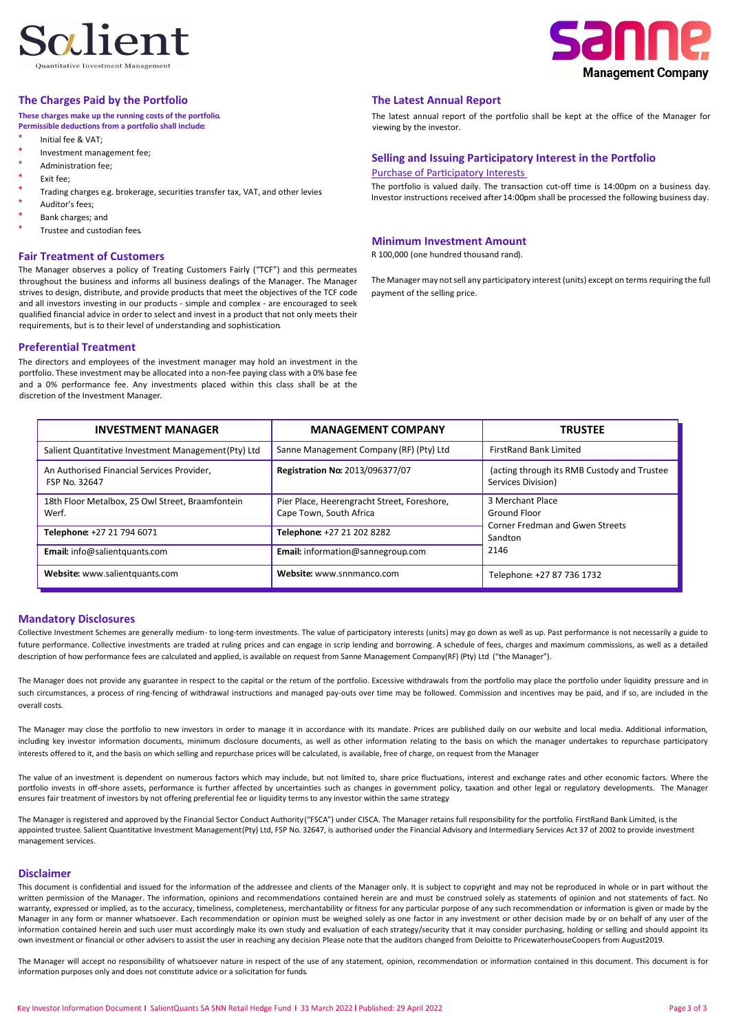## The Charges Paid by the Portfolio

**These charges make up the running costs of the portfolio.**
**Permissible deductions from a portfolio shall include:**

* Initial fee & VAT;
* Investment management fee;
* Administration fee;
* Exit fee;
* Trading charges e.g. brokerage, securities transfer tax, VAT, and other levies
* Auditor's fees;
* Bank charges; and
* Trustee and custodian fees.

## Fair Treatment of Customers

The Manager observes a policy of Treating Customers Fairly ("TCF") and this permeates throughout the business and informs all business dealings of the Manager. The Manager strives to design, distribute, and provide products that meet the objectives of the TCF code and all investors investing in our products - simple and complex - are encouraged to seek qualified financial advice in order to select and invest in a product that not only meets their requirements, but is to their level of understanding and sophistication.

## Preferential Treatment

The directors and employees of the investment manager may hold an investment in the portfolio. These investment may be allocated into a non-fee paying class with a 0% base fee and a 0% performance fee. Any investments placed within this class shall be at the discretion of the Investment Manager.

## The Latest Annual Report

The latest annual report of the portfolio shall be kept at the office of the Manager for viewing by the investor.

## Selling and Issuing Participatory Interest in the Portfolio

Purchase of Participatory Interests

The portfolio is valued daily. The transaction cut-off time is 14:00pm on a business day. Investor instructions received after 14:00pm shall be processed the following business day.

## Minimum Investment Amount

R 100,000 (one hundred thousand rand).

The Manager may not sell any participatory interest (units) except on terms requiring the full payment of the selling price.

| INVESTMENT MANAGER | MANAGEMENT COMPANY | TRUSTEE |
|---|---|---|
| Salient Quantitative Investment Management (Pty) Ltd | Sanne Management Company (RF) (Pty) Ltd | FirstRand Bank Limited |
| An Authorised Financial Services Provider, FSP No. 32647 | **Registration No:** 2013/096377/07 | (acting through its RMB Custody and Trustee Services Division) |
| 18th Floor Metalbox, 25 Owl Street, Braamfontein Werf. | Pier Place, Heerengracht Street, Foreshore, Cape Town, South Africa | 3 Merchant Place Ground Floor Corner Fredman and Gwen Streets Sandton 2146 |
| **Telephone:** +27 21 794 6071 | **Telephone:** +27 21 202 8282 | |
| **Email:** info@salientquants.com | **Email:** information@sannegroup.com | |
| **Website:** www.salientquants.com | **Website:** www.snnmanco.com | Telephone: +27 87 736 1732 |

## Mandatory Disclosures

Collective Investment Schemes are generally medium- to long-term investments. The value of participatory interests (units) may go down as well as up. Past performance is not necessarily a guide to future performance. Collective investments are traded at ruling prices and can engage in scrip lending and borrowing. A schedule of fees, charges and maximum commissions, as well as a detailed description of how performance fees are calculated and applied, is available on request from Sanne Management Company(RF) (Pty) Ltd ("the Manager").

The Manager does not provide any guarantee in respect to the capital or the return of the portfolio. Excessive withdrawals from the portfolio may place the portfolio under liquidity pressure and in such circumstances, a process of ring-fencing of withdrawal instructions and managed pay-outs over time may be followed. Commission and incentives may be paid, and if so, are included in the overall costs.

The Manager may close the portfolio to new investors in order to manage it in accordance with its mandate. Prices are published daily on our website and local media. Additional information, including key investor information documents, minimum disclosure documents, as well as other information relating to the basis on which the manager undertakes to repurchase participatory interests offered to it, and the basis on which selling and repurchase prices will be calculated, is available, free of charge, on request from the Manager

The value of an investment is dependent on numerous factors which may include, but not limited to, share price fluctuations, interest and exchange rates and other economic factors. Where the portfolio invests in off-shore assets, performance is further affected by uncertainties such as changes in government policy, taxation and other legal or regulatory developments. The Manager ensures fair treatment of investors by not offering preferential fee or liquidity terms to any investor within the same strategy

The Manager is registered and approved by the Financial Sector Conduct Authority ("FSCA") under CISCA. The Manager retains full responsibility for the portfolio. FirstRand Bank Limited, is the appointed trustee. Salient Quantitative Investment Management (Pty) Ltd, FSP No. 32647, is authorised under the Financial Advisory and Intermediary Services Act 37 of 2002 to provide investment management services.

## Disclaimer

This document is confidential and issued for the information of the addressee and clients of the Manager only. It is subject to copyright and may not be reproduced in whole or in part without the written permission of the Manager. The information, opinions and recommendations contained herein are and must be construed solely as statements of opinion and not statements of fact. No warranty, expressed or implied, as to the accuracy, timeliness, completeness, merchantability or fitness for any particular purpose of any such recommendation or information is given or made by the Manager in any form or manner whatsoever. Each recommendation or opinion must be weighed solely as one factor in any investment or other decision made by or on behalf of any user of the information contained herein and such user must accordingly make its own study and evaluation of each strategy/security that it may consider purchasing, holding or selling and should appoint its own investment or financial or other advisers to assist the user in reaching any decision. Please note that the auditors changed from Deloitte to PricewaterhouseCoopers from August2019.

The Manager will accept no responsibility of whatsoever nature in respect of the use of any statement, opinion, recommendation or information contained in this document. This document is for information purposes only and does not constitute advice or a solicitation for funds.